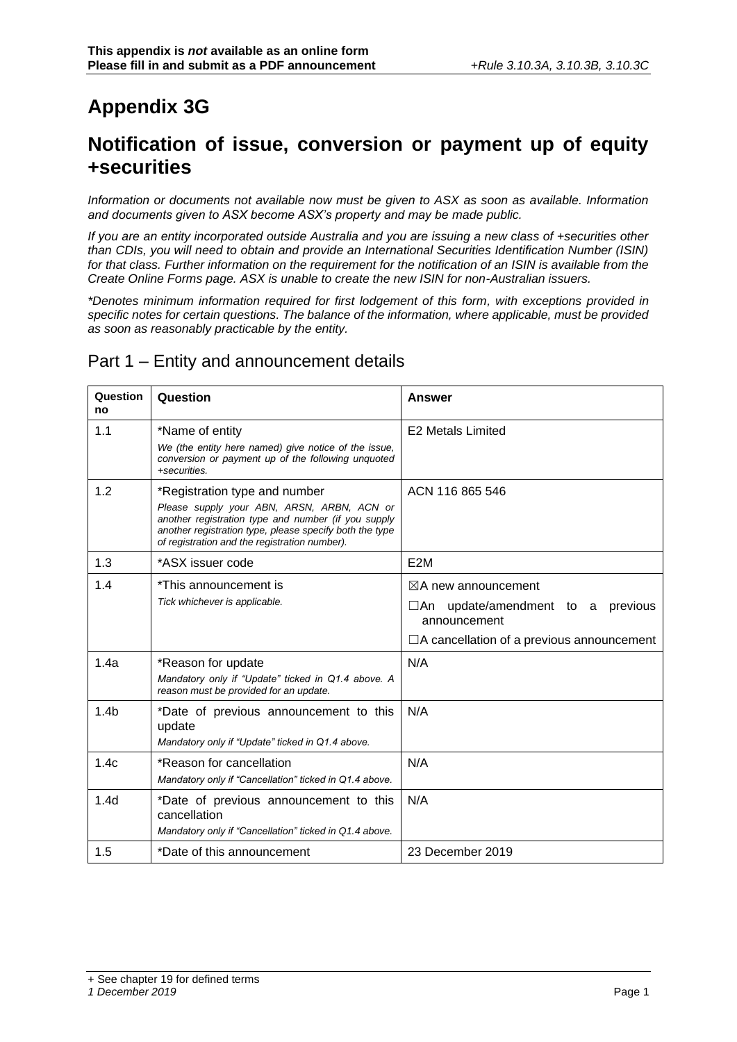**This appendix is *not* available as an online form**
**Please fill in and submit as a PDF announcement** *+Rule 3.10.3A, 3.10.3B, 3.10.3C*

# Appendix 3G

## Notification of issue, conversion or payment up of equity +securities

*Information or documents not available now must be given to ASX as soon as available. Information and documents given to ASX become ASX's property and may be made public.*

*If you are an entity incorporated outside Australia and you are issuing a new class of +securities other than CDIs, you will need to obtain and provide an International Securities Identification Number (ISIN) for that class. Further information on the requirement for the notification of an ISIN is available from the Create Online Forms page. ASX is unable to create the new ISIN for non-Australian issuers.*

*\*Denotes minimum information required for first lodgement of this form, with exceptions provided in specific notes for certain questions. The balance of the information, where applicable, must be provided as soon as reasonably practicable by the entity.*

## Part 1 – Entity and announcement details

| Question no | Question | Answer |
|---|---|---|
| 1.1 | \*Name of entity<br>*We (the entity here named) give notice of the issue, conversion or payment up of the following unquoted +securities.* | E2 Metals Limited |
| 1.2 | \*Registration type and number<br>*Please supply your ABN, ARSN, ARBN, ACN or another registration type and number (if you supply another registration type, please specify both the type of registration and the registration number).* | ACN 116 865 546 |
| 1.3 | \*ASX issuer code | E2M |
| 1.4 | \*This announcement is<br>*Tick whichever is applicable.* | ☒A new announcement<br>☐An update/amendment to a previous announcement<br>☐A cancellation of a previous announcement |
| 1.4a | \*Reason for update<br>*Mandatory only if "Update" ticked in Q1.4 above. A reason must be provided for an update.* | N/A |
| 1.4b | \*Date of previous announcement to this update<br>*Mandatory only if "Update" ticked in Q1.4 above.* | N/A |
| 1.4c | \*Reason for cancellation<br>*Mandatory only if "Cancellation" ticked in Q1.4 above.* | N/A |
| 1.4d | \*Date of previous announcement to this cancellation<br>*Mandatory only if "Cancellation" ticked in Q1.4 above.* | N/A |
| 1.5 | \*Date of this announcement | 23 December 2019 |

+ See chapter 19 for defined terms
*1 December 2019*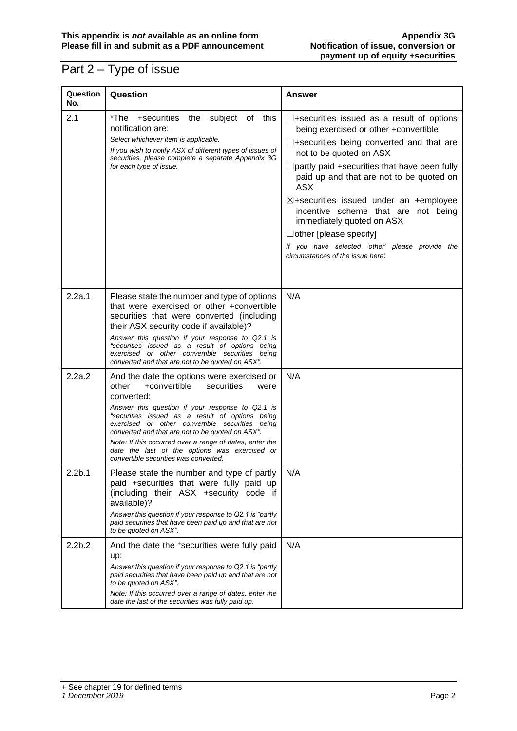## Part 2 – Type of issue

| Question No. | Question | Answer |
| --- | --- | --- |
| 2.1 | *The +securities the subject of this notification are:<br>*Select whichever item is applicable.*<br>*If you wish to notify ASX of different types of issues of securities, please complete a separate Appendix 3G for each type of issue.* | ☐+securities issued as a result of options being exercised or other +convertible<br>☐+securities being converted and that are not to be quoted on ASX<br>☐partly paid +securities that have been fully paid up and that are not to be quoted on ASX<br>☒+securities issued under an +employee incentive scheme that are not being immediately quoted on ASX<br>☐other [please specify]<br>*If you have selected 'other' please provide the circumstances of the issue here*: |
| 2.2a.1 | Please state the number and type of options that were exercised or other +convertible securities that were converted (including their ASX security code if available)?<br>*Answer this question if your response to Q2.1 is "securities issued as a result of options being exercised or other convertible securities being converted and that are not to be quoted on ASX".* | N/A |
| 2.2a.2 | And the date the options were exercised or other +convertible securities were converted:<br>*Answer this question if your response to Q2.1 is "securities issued as a result of options being exercised or other convertible securities being converted and that are not to be quoted on ASX".*<br>*Note: If this occurred over a range of dates, enter the date the last of the options was exercised or convertible securities was converted.* | N/A |
| 2.2b.1 | Please state the number and type of partly paid +securities that were fully paid up (including their ASX +security code if available)?<br>*Answer this question if your response to Q2.1 is "partly paid securities that have been paid up and that are not to be quoted on ASX".* | N/A |
| 2.2b.2 | And the date the +securities were fully paid up:<br>*Answer this question if your response to Q2.1 is "partly paid securities that have been paid up and that are not to be quoted on ASX".*<br>*Note: If this occurred over a range of dates, enter the date the last of the securities was fully paid up.* | N/A |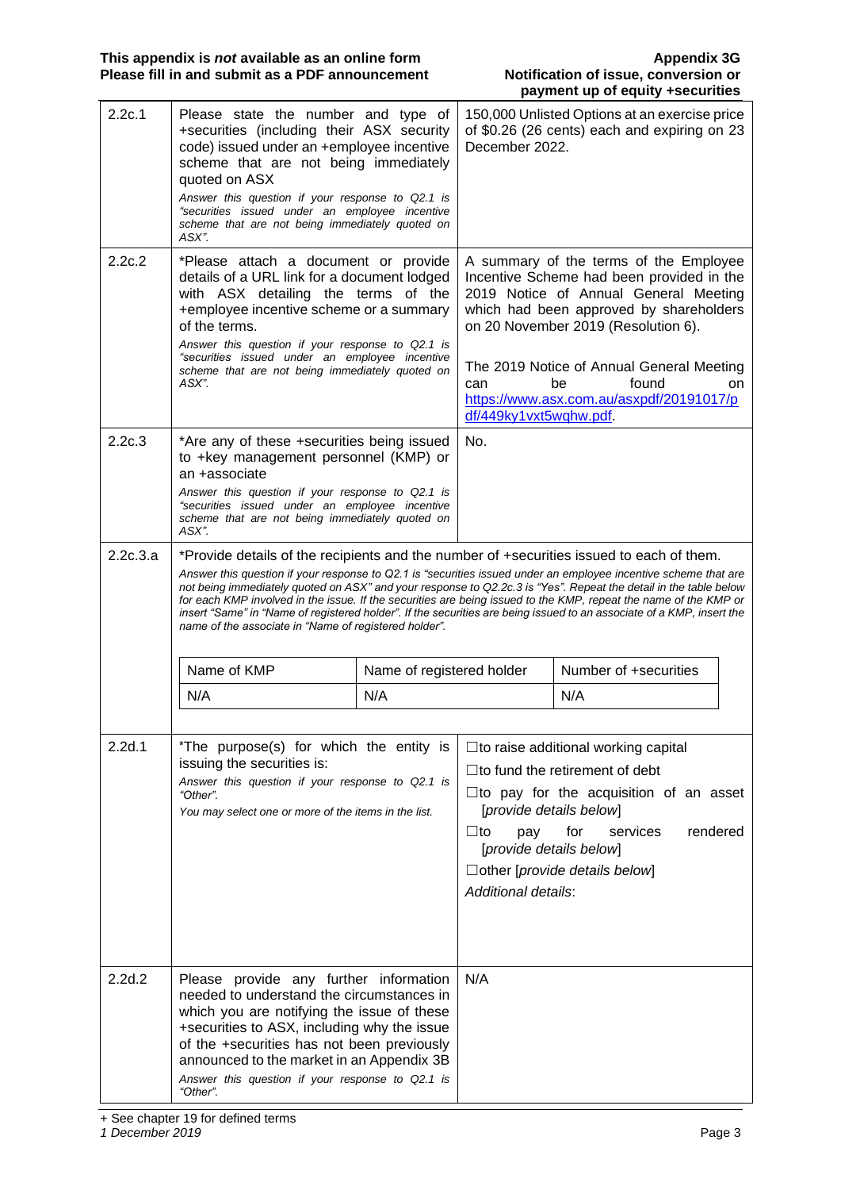| | | |
|---|---|---|
| 2.2c.1 | Please state the number and type of +securities (including their ASX security code) issued under an +employee incentive scheme that are not being immediately quoted on ASX<br>*Answer this question if your response to Q2.1 is "securities issued under an employee incentive scheme that are not being immediately quoted on ASX".* | 150,000 Unlisted Options at an exercise price of $0.26 (26 cents) each and expiring on 23 December 2022. |
| 2.2c.2 | *Please attach a document or provide details of a URL link for a document lodged with ASX detailing the terms of the +employee incentive scheme or a summary of the terms.<br>*Answer this question if your response to Q2.1 is "securities issued under an employee incentive scheme that are not being immediately quoted on ASX".* | A summary of the terms of the Employee Incentive Scheme had been provided in the 2019 Notice of Annual General Meeting which had been approved by shareholders on 20 November 2019 (Resolution 6).<br><br>The 2019 Notice of Annual General Meeting can be found on https://www.asx.com.au/asxpdf/20191017/pdf/449ky1vxt5wqhw.pdf. |
| 2.2c.3 | *Are any of these +securities being issued to +key management personnel (KMP) or an +associate<br>*Answer this question if your response to Q2.1 is "securities issued under an employee incentive scheme that are not being immediately quoted on ASX".* | No. |

**2.2c.3.a** *Provide details of the recipients and the number of +securities issued to each of them.

*Answer this question if your response to Q2.1 is "securities issued under an employee incentive scheme that are not being immediately quoted on ASX" and your response to Q2.2c.3 is "Yes". Repeat the detail in the table below for each KMP involved in the issue. If the securities are being issued to the KMP, repeat the name of the KMP or insert "Same" in "Name of registered holder". If the securities are being issued to an associate of a KMP, insert the name of the associate in "Name of registered holder".*

| Name of KMP | Name of registered holder | Number of +securities |
|---|---|---|
| N/A | N/A | N/A |

| | | |
|---|---|---|
| 2.2d.1 | *The purpose(s) for which the entity is issuing the securities is:<br>*Answer this question if your response to Q2.1 is "Other".*<br>*You may select one or more of the items in the list.* | ☐to raise additional working capital<br>☐to fund the retirement of debt<br>☐to pay for the acquisition of an asset [*provide details below*]<br>☐to pay for services rendered [*provide details below*]<br>☐other [*provide details below*]<br>*Additional details*: |
| 2.2d.2 | Please provide any further information needed to understand the circumstances in which you are notifying the issue of these +securities to ASX, including why the issue of the +securities has not been previously announced to the market in an Appendix 3B<br>*Answer this question if your response to Q2.1 is "Other".* | N/A |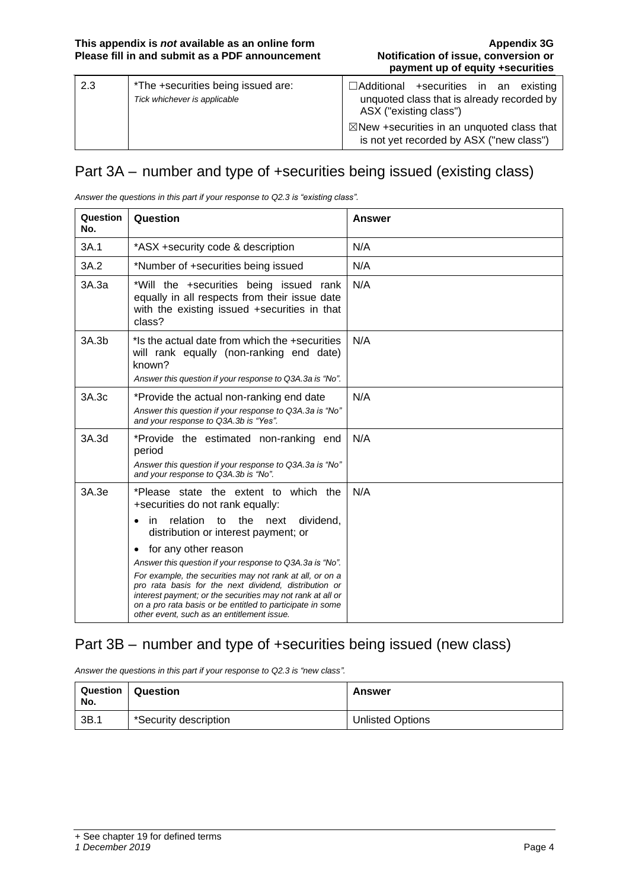| 2.3 | *The +securities being issued are:<br>*Tick whichever is applicable* | ☐Additional +securities in an existing unquoted class that is already recorded by ASX ("existing class")<br>☒New +securities in an unquoted class that is not yet recorded by ASX ("new class") |
|---|---|---|

## Part 3A – number and type of +securities being issued (existing class)

*Answer the questions in this part if your response to Q2.3 is "existing class".*

| Question No. | Question | Answer |
|---|---|---|
| 3A.1 | *ASX +security code & description | N/A |
| 3A.2 | *Number of +securities being issued | N/A |
| 3A.3a | *Will the +securities being issued rank equally in all respects from their issue date with the existing issued +securities in that class? | N/A |
| 3A.3b | *Is the actual date from which the +securities will rank equally (non-ranking end date) known?<br>*Answer this question if your response to Q3A.3a is "No".* | N/A |
| 3A.3c | *Provide the actual non-ranking end date<br>*Answer this question if your response to Q3A.3a is "No" and your response to Q3A.3b is "Yes".* | N/A |
| 3A.3d | *Provide the estimated non-ranking end period<br>*Answer this question if your response to Q3A.3a is "No" and your response to Q3A.3b is "No".* | N/A |
| 3A.3e | *Please state the extent to which the +securities do not rank equally:<br>• in relation to the next dividend, distribution or interest payment; or<br>• for any other reason<br>*Answer this question if your response to Q3A.3a is "No".*<br>*For example, the securities may not rank at all, or on a pro rata basis for the next dividend, distribution or interest payment; or the securities may not rank at all or on a pro rata basis or be entitled to participate in some other event, such as an entitlement issue.* | N/A |

## Part 3B – number and type of +securities being issued (new class)

*Answer the questions in this part if your response to Q2.3 is "new class".*

| Question No. | Question | Answer |
|---|---|---|
| 3B.1 | *Security description | Unlisted Options |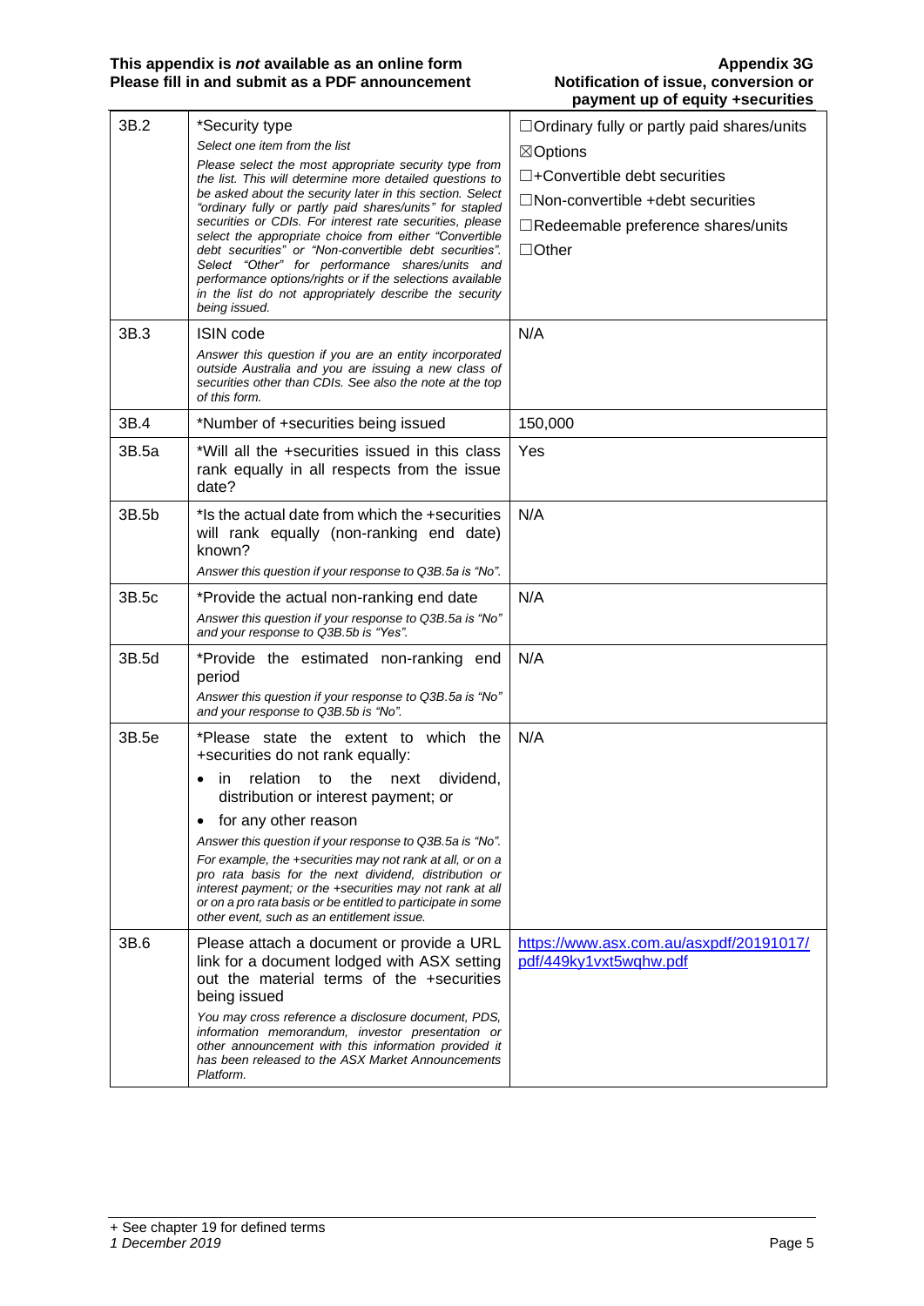| | | |
|---|---|---|
| 3B.2 | *Security type<br>*Select one item from the list*<br>*Please select the most appropriate security type from the list. This will determine more detailed questions to be asked about the security later in this section. Select "ordinary fully or partly paid shares/units" for stapled securities or CDIs. For interest rate securities, please select the appropriate choice from either "Convertible debt securities" or "Non-convertible debt securities". Select "Other" for performance shares/units and performance options/rights or if the selections available in the list do not appropriately describe the security being issued.* | ☐Ordinary fully or partly paid shares/units<br>☒Options<br>☐+Convertible debt securities<br>☐Non-convertible +debt securities<br>☐Redeemable preference shares/units<br>☐Other |
| 3B.3 | ISIN code<br>*Answer this question if you are an entity incorporated outside Australia and you are issuing a new class of securities other than CDIs. See also the note at the top of this form.* | N/A |
| 3B.4 | *Number of +securities being issued | 150,000 |
| 3B.5a | *Will all the +securities issued in this class rank equally in all respects from the issue date? | Yes |
| 3B.5b | *Is the actual date from which the +securities will rank equally (non-ranking end date) known?<br>*Answer this question if your response to Q3B.5a is "No".* | N/A |
| 3B.5c | *Provide the actual non-ranking end date<br>*Answer this question if your response to Q3B.5a is "No" and your response to Q3B.5b is "Yes".* | N/A |
| 3B.5d | *Provide the estimated non-ranking end period<br>*Answer this question if your response to Q3B.5a is "No" and your response to Q3B.5b is "No".* | N/A |
| 3B.5e | *Please state the extent to which the +securities do not rank equally:<br>• in relation to the next dividend, distribution or interest payment; or<br>• for any other reason<br>*Answer this question if your response to Q3B.5a is "No".*<br>*For example, the +securities may not rank at all, or on a pro rata basis for the next dividend, distribution or interest payment; or the +securities may not rank at all or on a pro rata basis or be entitled to participate in some other event, such as an entitlement issue.* | N/A |
| 3B.6 | Please attach a document or provide a URL link for a document lodged with ASX setting out the material terms of the +securities being issued<br>*You may cross reference a disclosure document, PDS, information memorandum, investor presentation or other announcement with this information provided it has been released to the ASX Market Announcements Platform.* | https://www.asx.com.au/asxpdf/20191017/pdf/449ky1vxt5wqhw.pdf |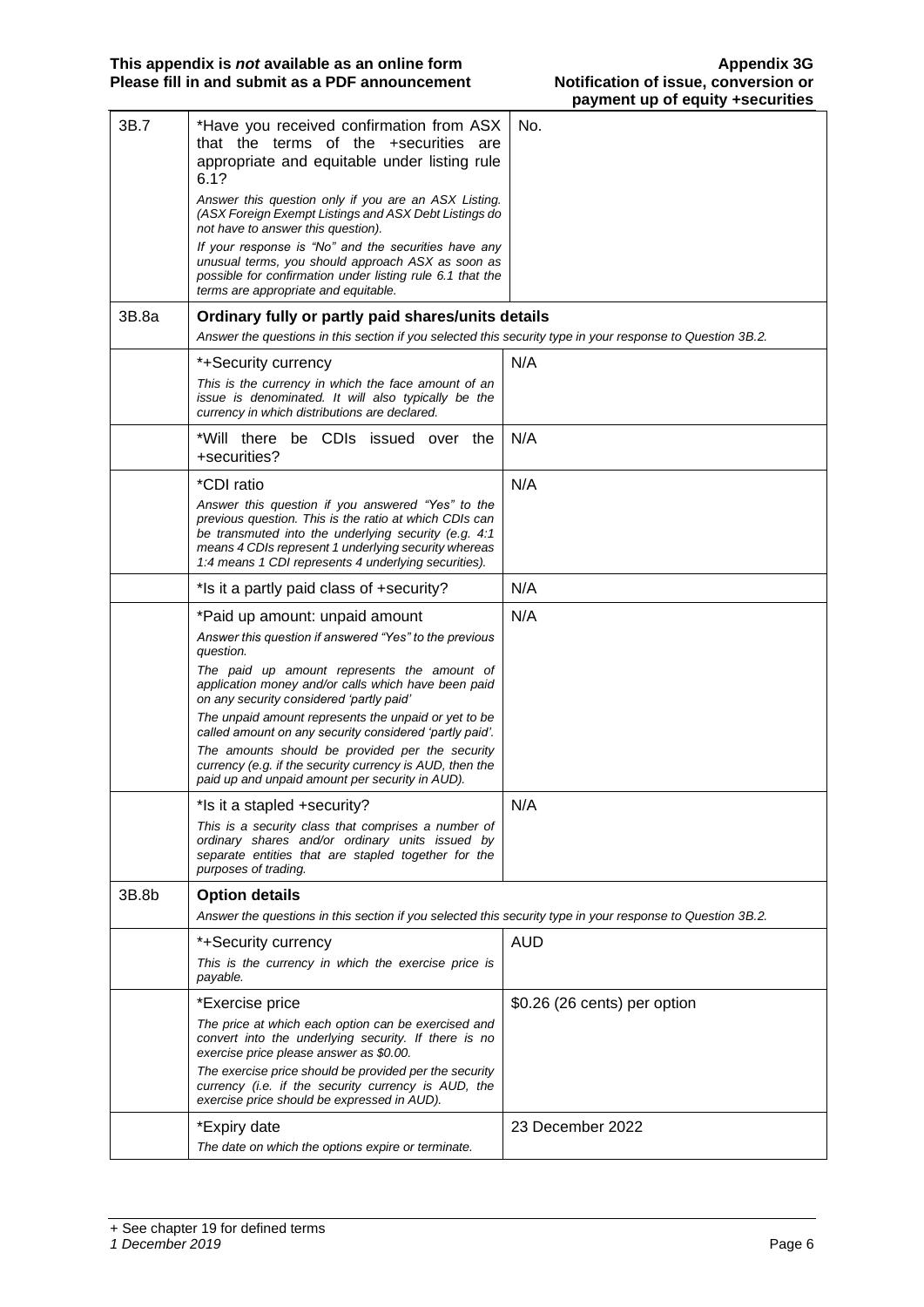| | | |
|---|---|---|
| 3B.7 | *Have you received confirmation from ASX that the terms of the +securities are appropriate and equitable under listing rule 6.1?<br>*Answer this question only if you are an ASX Listing. (ASX Foreign Exempt Listings and ASX Debt Listings do not have to answer this question).*<br>*If your response is "No" and the securities have any unusual terms, you should approach ASX as soon as possible for confirmation under listing rule 6.1 that the terms are appropriate and equitable.* | No. |
| 3B.8a | **Ordinary fully or partly paid shares/units details**<br>*Answer the questions in this section if you selected this security type in your response to Question 3B.2.* | |
| | *+Security currency<br>*This is the currency in which the face amount of an issue is denominated. It will also typically be the currency in which distributions are declared.* | N/A |
| | *Will there be CDIs issued over the +securities? | N/A |
| | *CDI ratio<br>*Answer this question if you answered "Yes" to the previous question. This is the ratio at which CDIs can be transmuted into the underlying security (e.g. 4:1 means 4 CDIs represent 1 underlying security whereas 1:4 means 1 CDI represents 4 underlying securities).* | N/A |
| | *Is it a partly paid class of +security? | N/A |
| | *Paid up amount: unpaid amount<br>*Answer this question if answered "Yes" to the previous question.*<br>*The paid up amount represents the amount of application money and/or calls which have been paid on any security considered 'partly paid'*<br>*The unpaid amount represents the unpaid or yet to be called amount on any security considered 'partly paid'.*<br>*The amounts should be provided per the security currency (e.g. if the security currency is AUD, then the paid up and unpaid amount per security in AUD).* | N/A |
| | *Is it a stapled +security?<br>*This is a security class that comprises a number of ordinary shares and/or ordinary units issued by separate entities that are stapled together for the purposes of trading.* | N/A |
| 3B.8b | **Option details**<br>*Answer the questions in this section if you selected this security type in your response to Question 3B.2.* | |
| | *+Security currency<br>*This is the currency in which the exercise price is payable.* | AUD |
| | *Exercise price<br>*The price at which each option can be exercised and convert into the underlying security. If there is no exercise price please answer as $0.00.*<br>*The exercise price should be provided per the security currency (i.e. if the security currency is AUD, the exercise price should be expressed in AUD).* | $0.26 (26 cents) per option |
| | *Expiry date<br>*The date on which the options expire or terminate.* | 23 December 2022 |

+ See chapter 19 for defined terms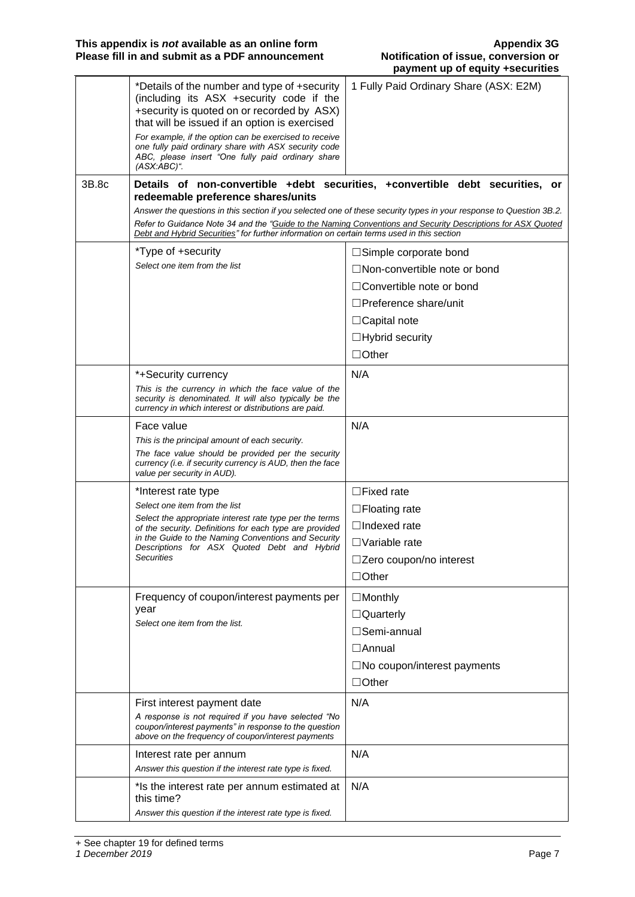| | | |
|---|---|---|
| | *Details of the number and type of +security (including its ASX +security code if the +security is quoted on or recorded by ASX) that will be issued if an option is exercised<br>*For example, if the option can be exercised to receive one fully paid ordinary share with ASX security code ABC, please insert "One fully paid ordinary share (ASX:ABC)".* | 1 Fully Paid Ordinary Share (ASX: E2M) |
| 3B.8c | **Details of non-convertible +debt securities, +convertible debt securities, or redeemable preference shares/units**<br>*Answer the questions in this section if you selected one of these security types in your response to Question 3B.2.*<br>*Refer to Guidance Note 34 and the "Guide to the Naming Conventions and Security Descriptions for ASX Quoted Debt and Hybrid Securities" for further information on certain terms used in this section* | |
| | *Type of +security<br>*Select one item from the list* | ☐Simple corporate bond<br>☐Non-convertible note or bond<br>☐Convertible note or bond<br>☐Preference share/unit<br>☐Capital note<br>☐Hybrid security<br>☐Other |
| | *+Security currency<br>*This is the currency in which the face value of the security is denominated. It will also typically be the currency in which interest or distributions are paid.* | N/A |
| | Face value<br>*This is the principal amount of each security.*<br>*The face value should be provided per the security currency (i.e. if security currency is AUD, then the face value per security in AUD).* | N/A |
| | *Interest rate type<br>*Select one item from the list*<br>*Select the appropriate interest rate type per the terms of the security. Definitions for each type are provided in the Guide to the Naming Conventions and Security Descriptions for ASX Quoted Debt and Hybrid Securities* | ☐Fixed rate<br>☐Floating rate<br>☐Indexed rate<br>☐Variable rate<br>☐Zero coupon/no interest<br>☐Other |
| | Frequency of coupon/interest payments per year<br>*Select one item from the list.* | ☐Monthly<br>☐Quarterly<br>☐Semi-annual<br>☐Annual<br>☐No coupon/interest payments<br>☐Other |
| | First interest payment date<br>*A response is not required if you have selected "No coupon/interest payments" in response to the question above on the frequency of coupon/interest payments* | N/A |
| | Interest rate per annum<br>*Answer this question if the interest rate type is fixed.* | N/A |
| | *Is the interest rate per annum estimated at this time?<br>*Answer this question if the interest rate type is fixed.* | N/A |

+ See chapter 19 for defined terms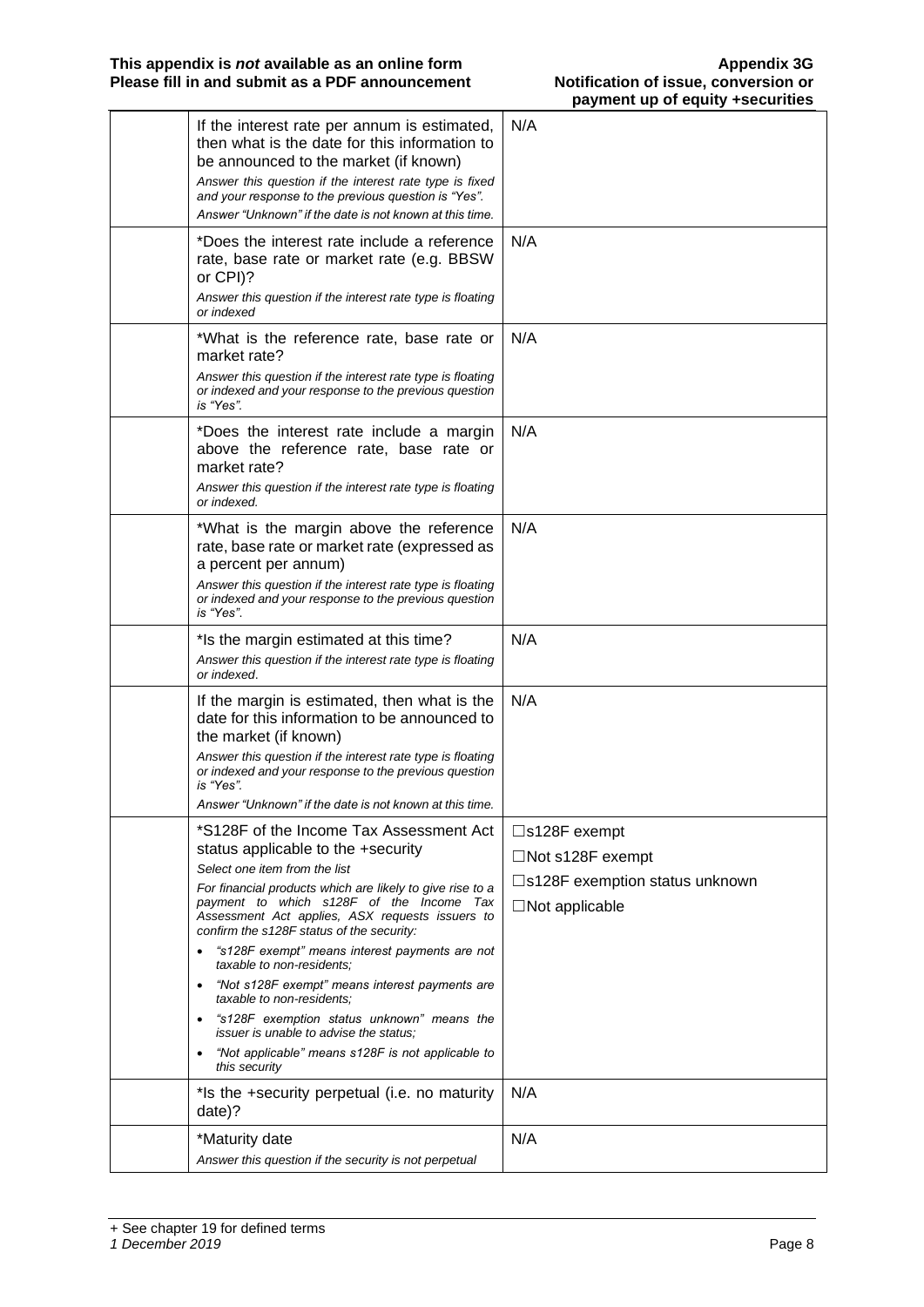| | | |
|---|---|---|
| | If the interest rate per annum is estimated, then what is the date for this information to be announced to the market (if known)<br>*Answer this question if the interest rate type is fixed and your response to the previous question is "Yes".*<br>*Answer "Unknown" if the date is not known at this time.* | N/A |
| | *Does the interest rate include a reference rate, base rate or market rate (e.g. BBSW or CPI)?<br>*Answer this question if the interest rate type is floating or indexed* | N/A |
| | *What is the reference rate, base rate or market rate?<br>*Answer this question if the interest rate type is floating or indexed and your response to the previous question is "Yes".* | N/A |
| | *Does the interest rate include a margin above the reference rate, base rate or market rate?<br>*Answer this question if the interest rate type is floating or indexed.* | N/A |
| | *What is the margin above the reference rate, base rate or market rate (expressed as a percent per annum)<br>*Answer this question if the interest rate type is floating or indexed and your response to the previous question is "Yes".* | N/A |
| | *Is the margin estimated at this time?<br>*Answer this question if the interest rate type is floating or indexed.* | N/A |
| | If the margin is estimated, then what is the date for this information to be announced to the market (if known)<br>*Answer this question if the interest rate type is floating or indexed and your response to the previous question is "Yes".*<br>*Answer "Unknown" if the date is not known at this time.* | N/A |
| | *S128F of the Income Tax Assessment Act status applicable to the +security<br>*Select one item from the list*<br>*For financial products which are likely to give rise to a payment to which s128F of the Income Tax Assessment Act applies, ASX requests issuers to confirm the s128F status of the security:*<br>• *"s128F exempt" means interest payments are not taxable to non-residents;*<br>• *"Not s128F exempt" means interest payments are taxable to non-residents;*<br>• *"s128F exemption status unknown" means the issuer is unable to advise the status;*<br>• *"Not applicable" means s128F is not applicable to this security* | ☐s128F exempt<br>☐Not s128F exempt<br>☐s128F exemption status unknown<br>☐Not applicable |
| | *Is the +security perpetual (i.e. no maturity date)? | N/A |
| | *Maturity date<br>*Answer this question if the security is not perpetual* | N/A |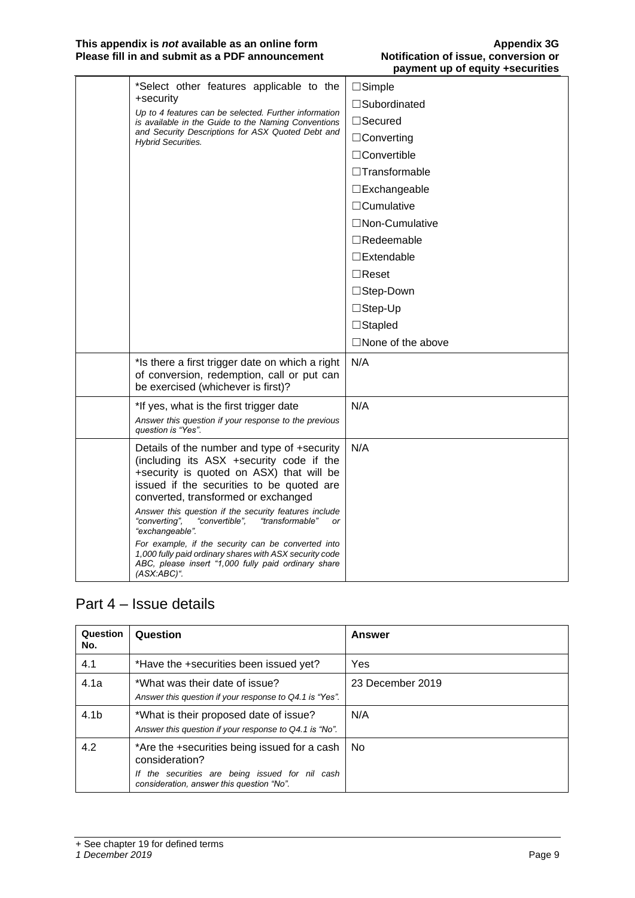| | | |
|---|---|---|
| | *Select other features applicable to the +security<br>*Up to 4 features can be selected. Further information is available in the Guide to the Naming Conventions and Security Descriptions for ASX Quoted Debt and Hybrid Securities.* | ☐Simple<br>☐Subordinated<br>☐Secured<br>☐Converting<br>☐Convertible<br>☐Transformable<br>☐Exchangeable<br>☐Cumulative<br>☐Non-Cumulative<br>☐Redeemable<br>☐Extendable<br>☐Reset<br>☐Step-Down<br>☐Step-Up<br>☐Stapled<br>☐None of the above |
| | *Is there a first trigger date on which a right of conversion, redemption, call or put can be exercised (whichever is first)? | N/A |
| | *If yes, what is the first trigger date<br>*Answer this question if your response to the previous question is "Yes".* | N/A |
| | Details of the number and type of +security (including its ASX +security code if the +security is quoted on ASX) that will be issued if the securities to be quoted are converted, transformed or exchanged<br>*Answer this question if the security features include "converting", "convertible", "transformable" or "exchangeable".*<br>*For example, if the security can be converted into 1,000 fully paid ordinary shares with ASX security code ABC, please insert "1,000 fully paid ordinary share (ASX:ABC)".* | N/A |

## Part 4 – Issue details

| Question No. | Question | Answer |
|---|---|---|
| 4.1 | *Have the +securities been issued yet? | Yes |
| 4.1a | *What was their date of issue?<br>*Answer this question if your response to Q4.1 is "Yes".* | 23 December 2019 |
| 4.1b | *What is their proposed date of issue?<br>*Answer this question if your response to Q4.1 is "No".* | N/A |
| 4.2 | *Are the +securities being issued for a cash consideration?<br>*If the securities are being issued for nil cash consideration, answer this question "No".* | No |

+ See chapter 19 for defined terms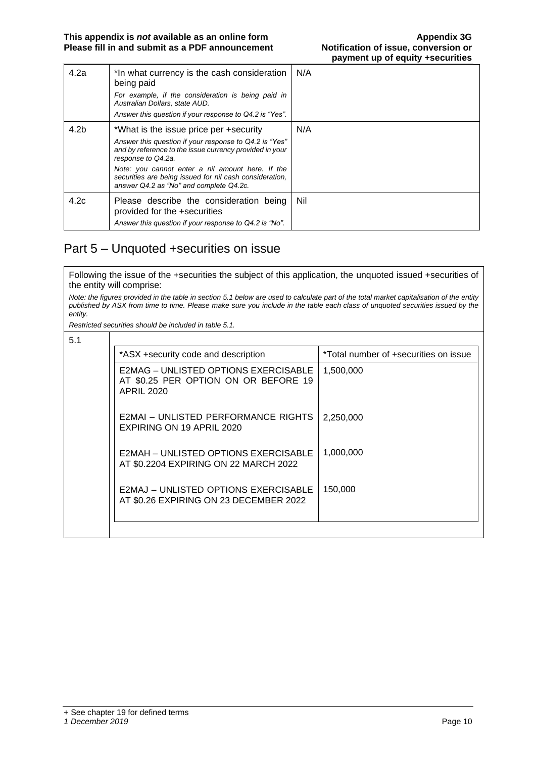| | | |
|---|---|---|
| 4.2a | *In what currency is the cash consideration being paid<br>*For example, if the consideration is being paid in Australian Dollars, state AUD.*<br>*Answer this question if your response to Q4.2 is "Yes".* | N/A |
| 4.2b | *What is the issue price per +security<br>*Answer this question if your response to Q4.2 is "Yes" and by reference to the issue currency provided in your response to Q4.2a.*<br>*Note: you cannot enter a nil amount here. If the securities are being issued for nil cash consideration, answer Q4.2 as "No" and complete Q4.2c.* | N/A |
| 4.2c | Please describe the consideration being provided for the +securities<br>*Answer this question if your response to Q4.2 is "No".* | Nil |

## Part 5 – Unquoted +securities on issue

Following the issue of the +securities the subject of this application, the unquoted issued +securities of the entity will comprise:

*Note: the figures provided in the table in section 5.1 below are used to calculate part of the total market capitalisation of the entity published by ASX from time to time. Please make sure you include in the table each class of unquoted securities issued by the entity.*

*Restricted securities should be included in table 5.1.*

5.1

| *ASX +security code and description | *Total number of +securities on issue |
|---|---|
| E2MAG – UNLISTED OPTIONS EXERCISABLE AT $0.25 PER OPTION ON OR BEFORE 19 APRIL 2020 | 1,500,000 |
| E2MAI – UNLISTED PERFORMANCE RIGHTS EXPIRING ON 19 APRIL 2020 | 2,250,000 |
| E2MAH – UNLISTED OPTIONS EXERCISABLE AT $0.2204 EXPIRING ON 22 MARCH 2022 | 1,000,000 |
| E2MAJ – UNLISTED OPTIONS EXERCISABLE AT $0.26 EXPIRING ON 23 DECEMBER 2022 | 150,000 |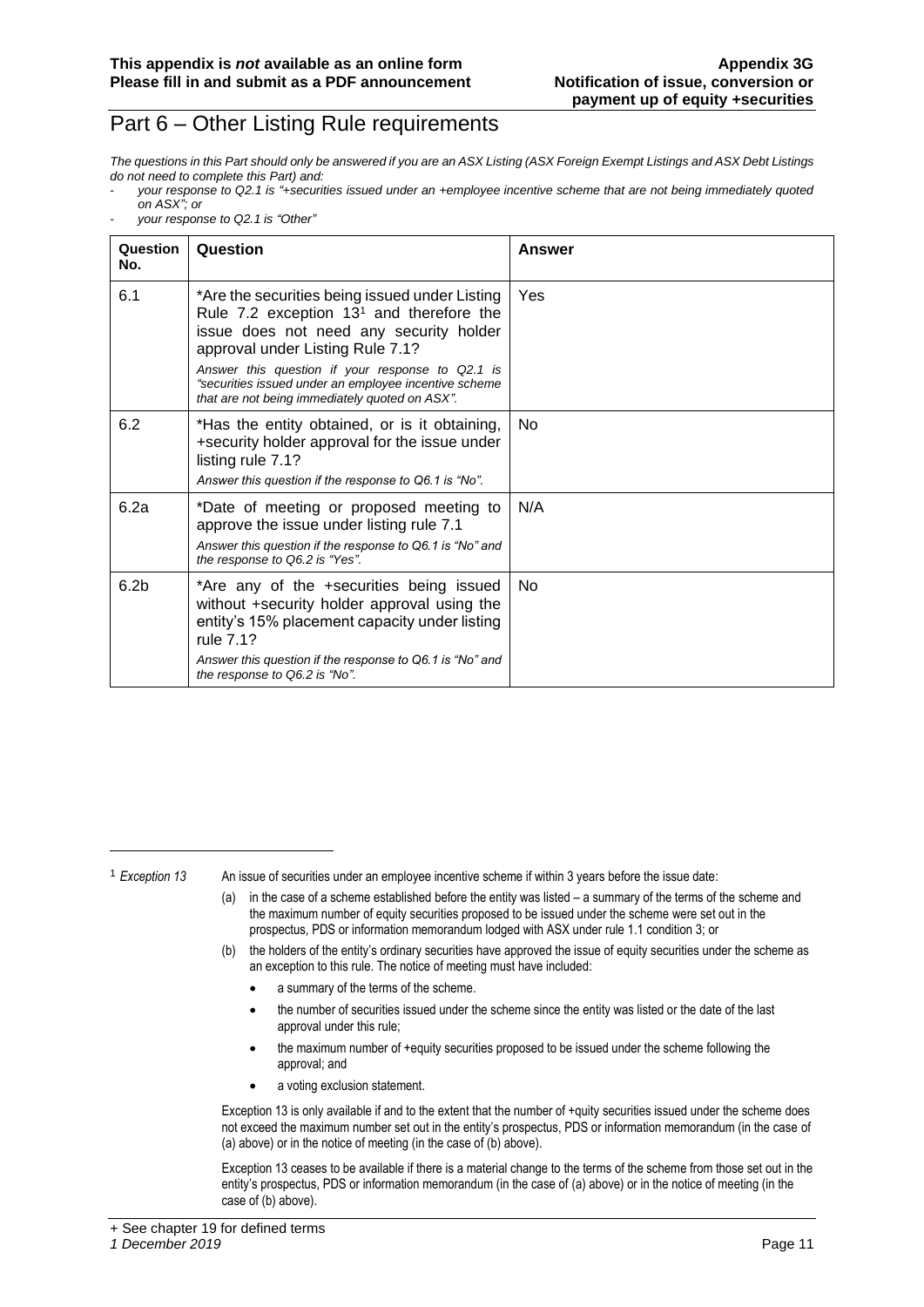## Part 6 – Other Listing Rule requirements

*The questions in this Part should only be answered if you are an ASX Listing (ASX Foreign Exempt Listings and ASX Debt Listings do not need to complete this Part) and:*

- *your response to Q2.1 is "+securities issued under an +employee incentive scheme that are not being immediately quoted on ASX"; or*
- *your response to Q2.1 is "Other"*

| Question No. | Question | Answer |
|---|---|---|
| 6.1 | *Are the securities being issued under Listing Rule 7.2 exception 13[1] and therefore the issue does not need any security holder approval under Listing Rule 7.1?<br>*Answer this question if your response to Q2.1 is "securities issued under an employee incentive scheme that are not being immediately quoted on ASX".* | Yes |
| 6.2 | *Has the entity obtained, or is it obtaining, +security holder approval for the issue under listing rule 7.1?<br>*Answer this question if the response to Q6.1 is "No".* | No |
| 6.2a | *Date of meeting or proposed meeting to approve the issue under listing rule 7.1<br>*Answer this question if the response to Q6.1 is "No" and the response to Q6.2 is "Yes".* | N/A |
| 6.2b | *Are any of the +securities being issued without +security holder approval using the entity's 15% placement capacity under listing rule 7.1?<br>*Answer this question if the response to Q6.1 is "No" and the response to Q6.2 is "No".* | No |

---

[1] *Exception 13* An issue of securities under an employee incentive scheme if within 3 years before the issue date:

(a) in the case of a scheme established before the entity was listed – a summary of the terms of the scheme and the maximum number of equity securities proposed to be issued under the scheme were set out in the prospectus, PDS or information memorandum lodged with ASX under rule 1.1 condition 3; or

(b) the holders of the entity's ordinary securities have approved the issue of equity securities under the scheme as an exception to this rule. The notice of meeting must have included:

- a summary of the terms of the scheme.
- the number of securities issued under the scheme since the entity was listed or the date of the last approval under this rule;
- the maximum number of +equity securities proposed to be issued under the scheme following the approval; and
- a voting exclusion statement.

Exception 13 is only available if and to the extent that the number of +quity securities issued under the scheme does not exceed the maximum number set out in the entity's prospectus, PDS or information memorandum (in the case of (a) above) or in the notice of meeting (in the case of (b) above).

Exception 13 ceases to be available if there is a material change to the terms of the scheme from those set out in the entity's prospectus, PDS or information memorandum (in the case of (a) above) or in the notice of meeting (in the case of (b) above).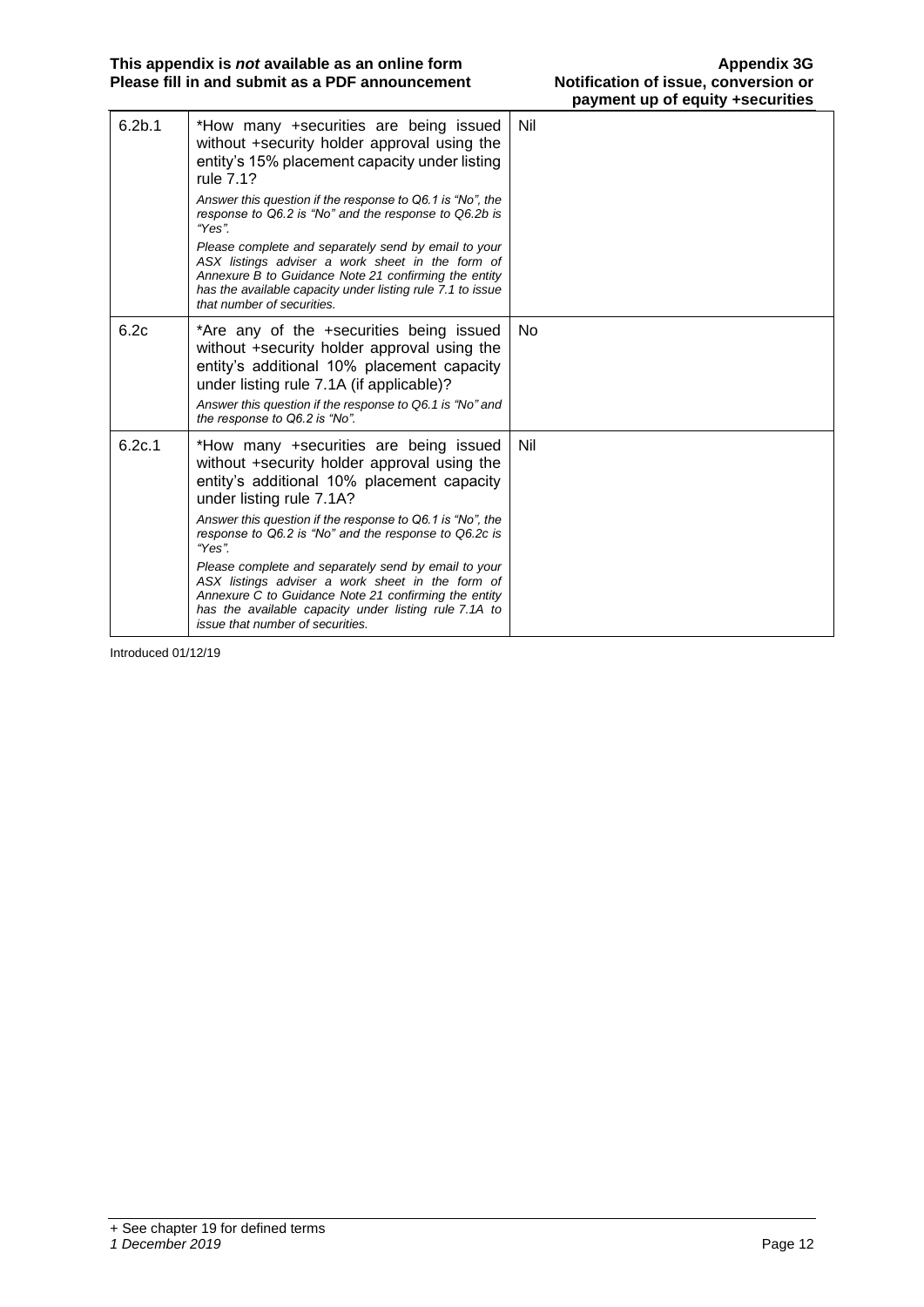| | | |
|---|---|---|
| 6.2b.1 | *How many +securities are being issued without +security holder approval using the entity's 15% placement capacity under listing rule 7.1?<br>*Answer this question if the response to Q6.1 is "No", the response to Q6.2 is "No" and the response to Q6.2b is "Yes".*<br>*Please complete and separately send by email to your ASX listings adviser a work sheet in the form of Annexure B to Guidance Note 21 confirming the entity has the available capacity under listing rule 7.1 to issue that number of securities.* | Nil |
| 6.2c | *Are any of the +securities being issued without +security holder approval using the entity's additional 10% placement capacity under listing rule 7.1A (if applicable)?<br>*Answer this question if the response to Q6.1 is "No" and the response to Q6.2 is "No".* | No |
| 6.2c.1 | *How many +securities are being issued without +security holder approval using the entity's additional 10% placement capacity under listing rule 7.1A?<br>*Answer this question if the response to Q6.1 is "No", the response to Q6.2 is "No" and the response to Q6.2c is "Yes".*<br>*Please complete and separately send by email to your ASX listings adviser a work sheet in the form of Annexure C to Guidance Note 21 confirming the entity has the available capacity under listing rule 7.1A to issue that number of securities.* | Nil |

Introduced 01/12/19